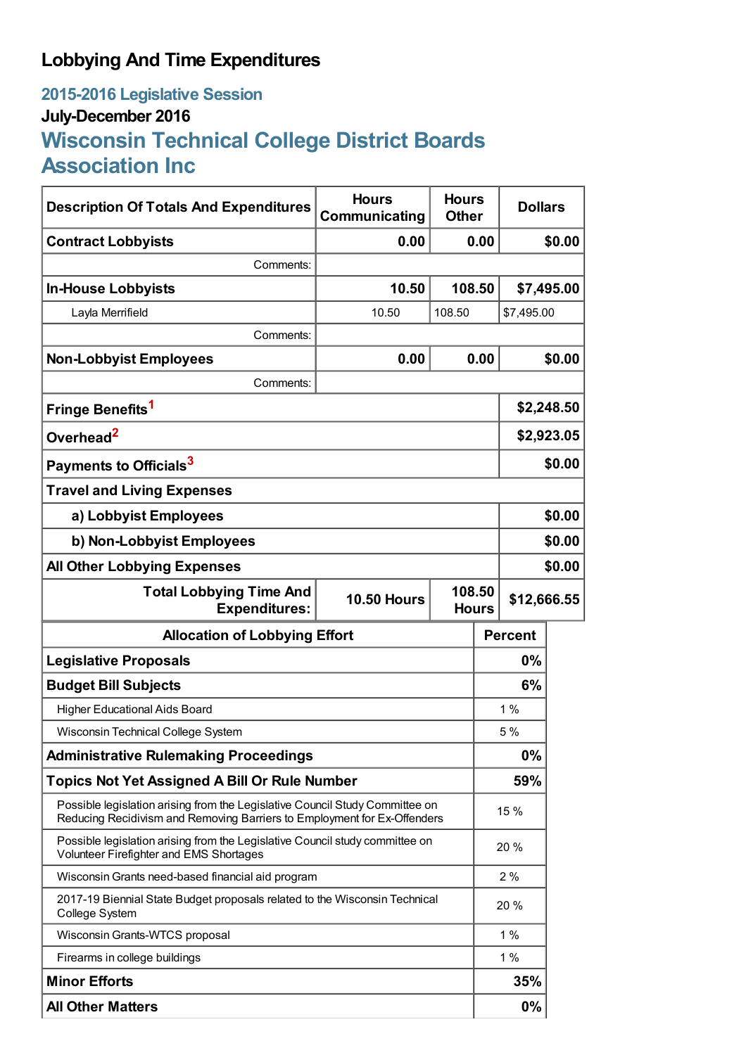# Lobbying And Time Expenditures

## 2015-2016 Legislative Session

### July-December 2016

## Wisconsin Technical College District Boards Association Inc

| Description Of Totals And Expenditures | Hours Communicating | Hours Other | Dollars |
|---|---|---|---|
| **Contract Lobbyists** | **0.00** | **0.00** | **$0.00** |
| Comments: | | | |
| **In-House Lobbyists** | **10.50** | **108.50** | **$7,495.00** |
| Layla Merrifield | 10.50 | 108.50 | $7,495.00 |
| Comments: | | | |
| **Non-Lobbyist Employees** | **0.00** | **0.00** | **$0.00** |
| Comments: | | | |
| **Fringe Benefits**[1] | | | **$2,248.50** |
| **Overhead**[2] | | | **$2,923.05** |
| **Payments to Officials**[3] | | | **$0.00** |
| **Travel and Living Expenses** | | | |
| **a) Lobbyist Employees** | | | **$0.00** |
| **b) Non-Lobbyist Employees** | | | **$0.00** |
| **All Other Lobbying Expenses** | | | **$0.00** |
| **Total Lobbying Time And Expenditures:** | **10.50 Hours** | **108.50 Hours** | **$12,666.55** |

| Allocation of Lobbying Effort | Percent |
|---|---|
| **Legislative Proposals** | **0%** |
| **Budget Bill Subjects** | **6%** |
| Higher Educational Aids Board | 1 % |
| Wisconsin Technical College System | 5 % |
| **Administrative Rulemaking Proceedings** | **0%** |
| **Topics Not Yet Assigned A Bill Or Rule Number** | **59%** |
| Possible legislation arising from the Legislative Council Study Committee on Reducing Recidivism and Removing Barriers to Employment for Ex-Offenders | 15 % |
| Possible legislation arising from the Legislative Council study committee on Volunteer Firefighter and EMS Shortages | 20 % |
| Wisconsin Grants need-based financial aid program | 2 % |
| 2017-19 Biennial State Budget proposals related to the Wisconsin Technical College System | 20 % |
| Wisconsin Grants-WTCS proposal | 1 % |
| Firearms in college buildings | 1 % |
| **Minor Efforts** | **35%** |
| **All Other Matters** | **0%** |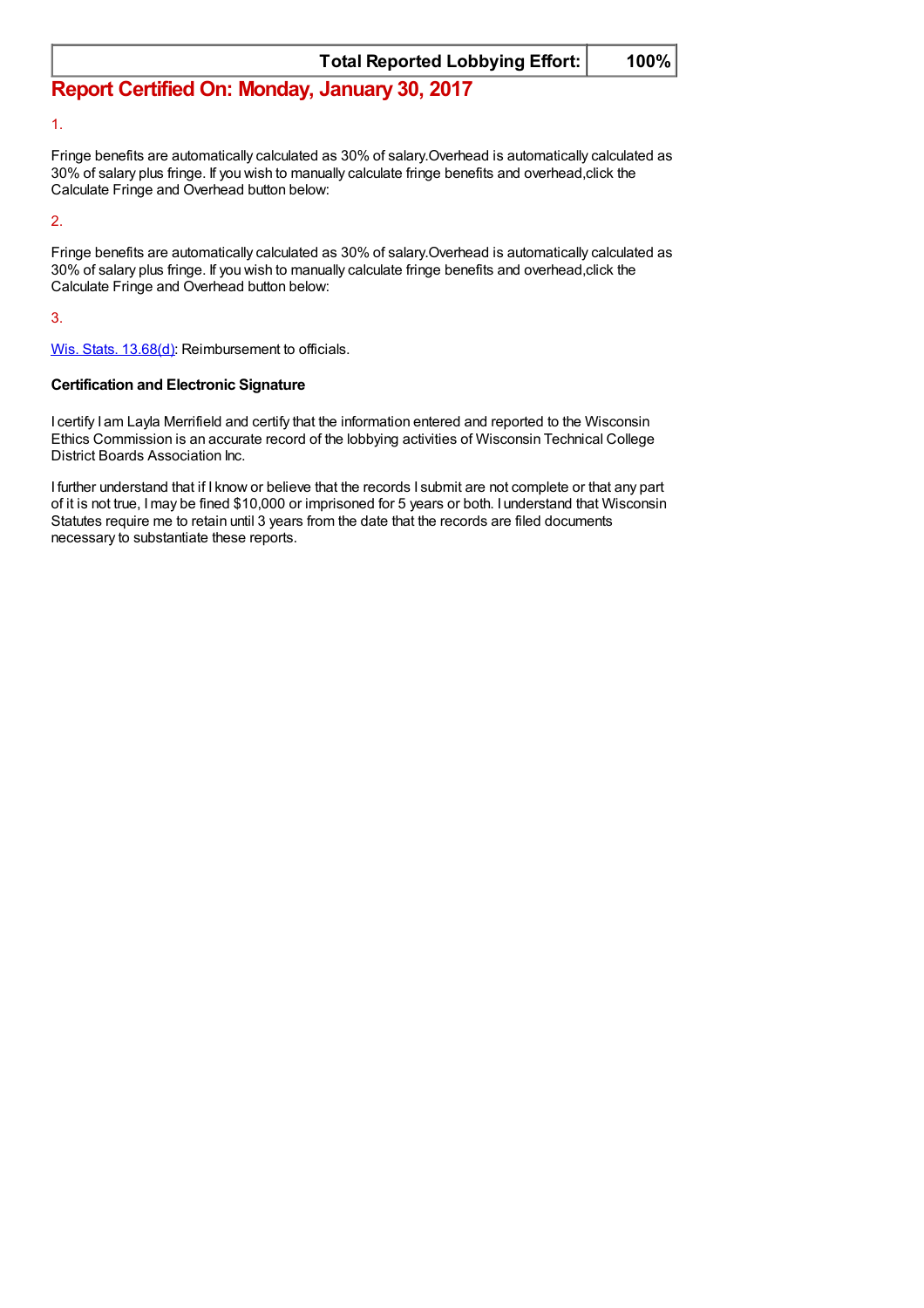| Total Reported Lobbying Effort: | 100% |
| --- | --- |

## Report Certified On: Monday, January 30, 2017

1.

Fringe benefits are automatically calculated as 30% of salary.Overhead is automatically calculated as 30% of salary plus fringe. If you wish to manually calculate fringe benefits and overhead,click the Calculate Fringe and Overhead button below:

2.

Fringe benefits are automatically calculated as 30% of salary.Overhead is automatically calculated as 30% of salary plus fringe. If you wish to manually calculate fringe benefits and overhead,click the Calculate Fringe and Overhead button below:

3.

Wis. Stats. 13.68(d): Reimbursement to officials.

**Certification and Electronic Signature**

I certify I am Layla Merrifield and certify that the information entered and reported to the Wisconsin Ethics Commission is an accurate record of the lobbying activities of Wisconsin Technical College District Boards Association Inc.

I further understand that if I know or believe that the records I submit are not complete or that any part of it is not true, I may be fined $10,000 or imprisoned for 5 years or both. I understand that Wisconsin Statutes require me to retain until 3 years from the date that the records are filed documents necessary to substantiate these reports.